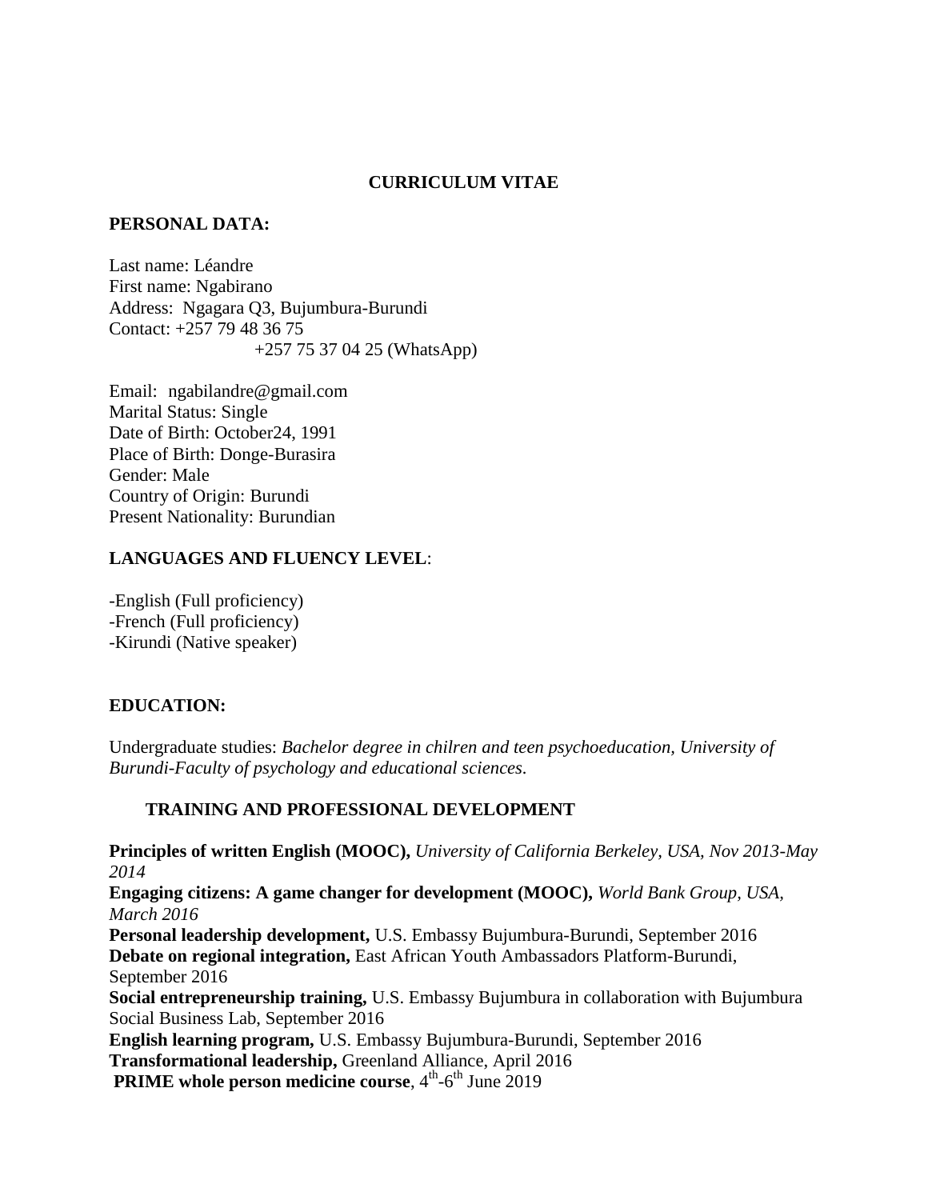# CURRICULUM VITAE

## PERSONAL DATA:

Last name: Léandre
First name: Ngabirano
Address: Ngagara Q3, Bujumbura-Burundi
Contact: +257 79 48 36 75
+257 75 37 04 25 (WhatsApp)

Email: ngabilandre@gmail.com
Marital Status: Single
Date of Birth: October24, 1991
Place of Birth: Donge-Burasira
Gender: Male
Country of Origin: Burundi
Present Nationality: Burundian

## LANGUAGES AND FLUENCY LEVEL:

-English (Full proficiency)
-French (Full proficiency)
-Kirundi (Native speaker)

## EDUCATION:

Undergraduate studies: *Bachelor degree in chilren and teen psychoeducation, University of Burundi-Faculty of psychology and educational sciences.*

## TRAINING AND PROFESSIONAL DEVELOPMENT

**Principles of written English (MOOC),** *University of California Berkeley, USA, Nov 2013-May 2014*
**Engaging citizens: A game changer for development (MOOC),** *World Bank Group, USA, March 2016*
**Personal leadership development,** U.S. Embassy Bujumbura-Burundi, September 2016
**Debate on regional integration,** East African Youth Ambassadors Platform-Burundi, September 2016
**Social entrepreneurship training,** U.S. Embassy Bujumbura in collaboration with Bujumbura Social Business Lab, September 2016
**English learning program,** U.S. Embassy Bujumbura-Burundi, September 2016
**Transformational leadership,** Greenland Alliance, April 2016
**PRIME whole person medicine course**, 4th-6th June 2019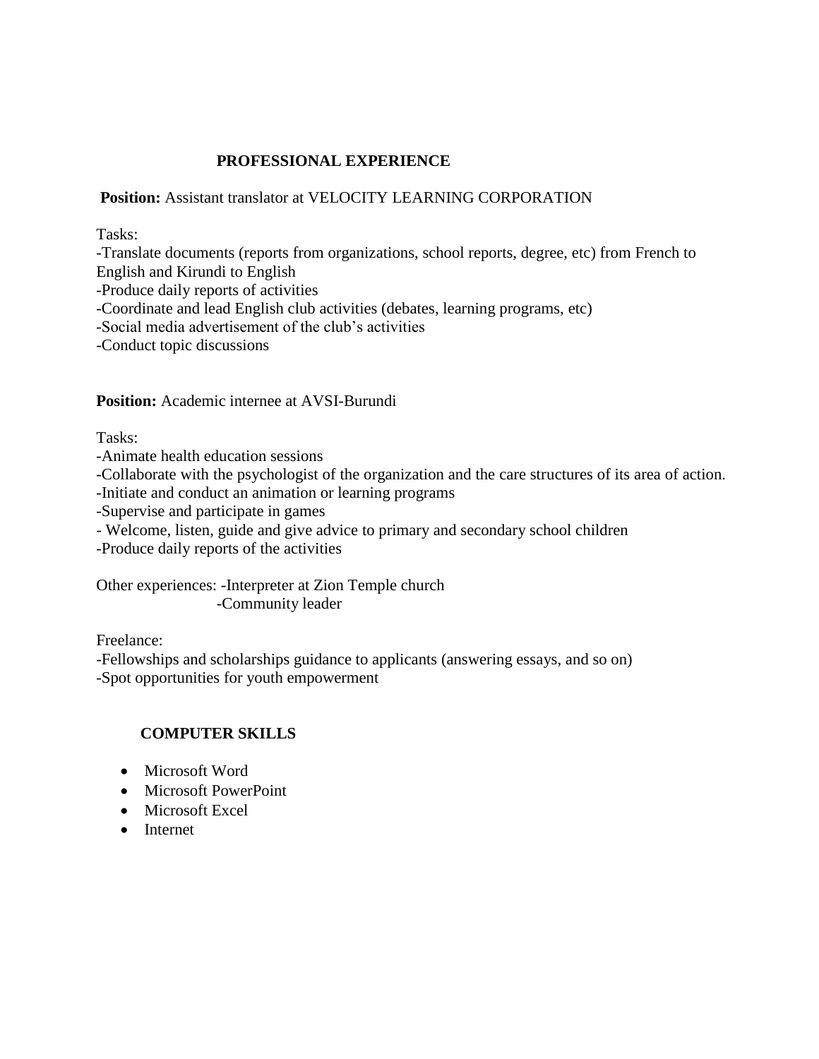## PROFESSIONAL EXPERIENCE

**Position:** Assistant translator at VELOCITY LEARNING CORPORATION

Tasks:
-Translate documents (reports from organizations, school reports, degree, etc) from French to English and Kirundi to English
-Produce daily reports of activities
-Coordinate and lead English club activities (debates, learning programs, etc)
-Social media advertisement of the club's activities
-Conduct topic discussions

**Position:** Academic internee at AVSI-Burundi

Tasks:
-Animate health education sessions
-Collaborate with the psychologist of the organization and the care structures of its area of action.
-Initiate and conduct an animation or learning programs
-Supervise and participate in games
- Welcome, listen, guide and give advice to primary and secondary school children
-Produce daily reports of the activities

Other experiences: -Interpreter at Zion Temple church
-Community leader

Freelance:
-Fellowships and scholarships guidance to applicants (answering essays, and so on)
-Spot opportunities for youth empowerment

## COMPUTER SKILLS

- Microsoft Word
- Microsoft PowerPoint
- Microsoft Excel
- Internet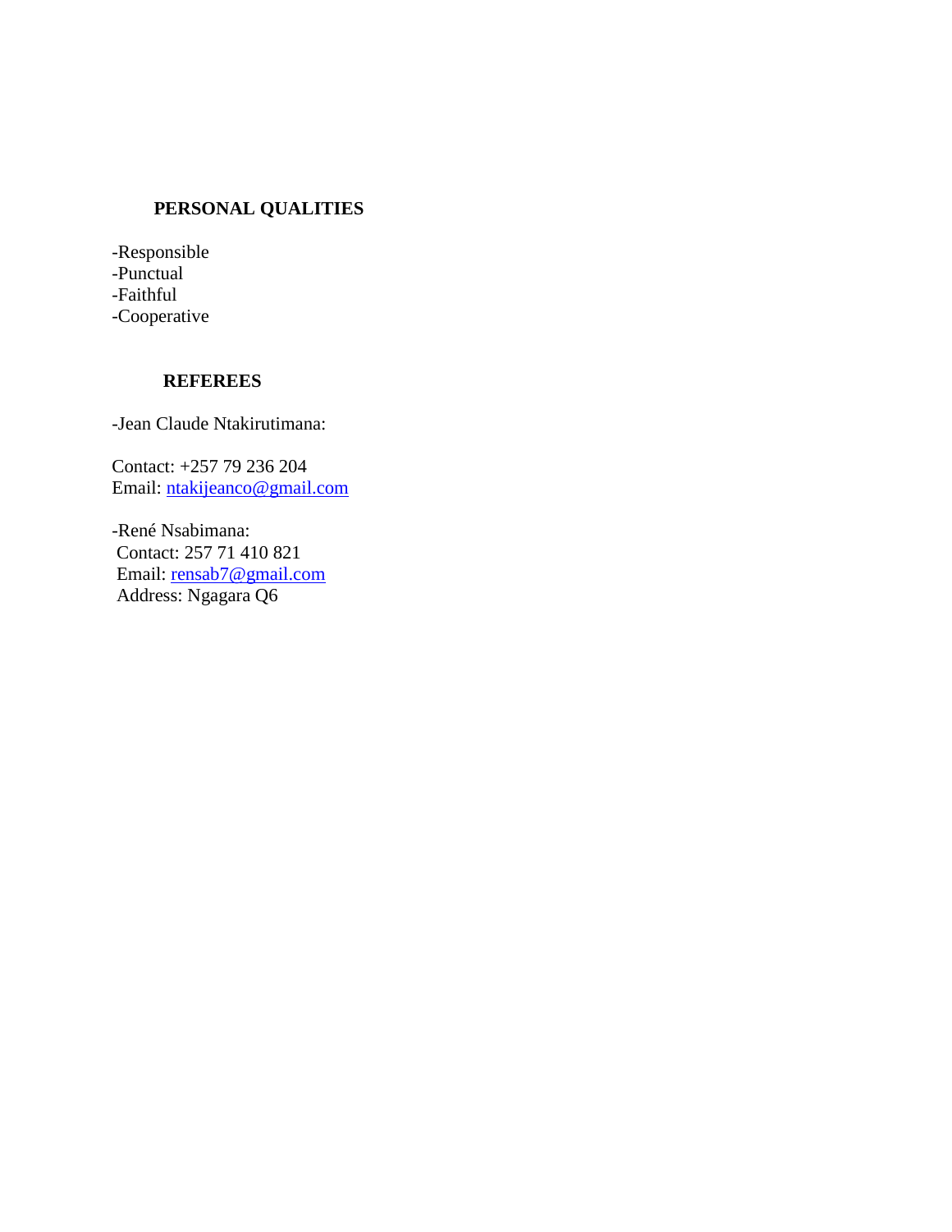## PERSONAL QUALITIES

-Responsible
-Punctual
-Faithful
-Cooperative

## REFEREES

-Jean Claude Ntakirutimana:

Contact: +257 79 236 204
Email: ntakijeanco@gmail.com

-René Nsabimana:
Contact: 257 71 410 821
Email: rensab7@gmail.com
Address: Ngagara Q6